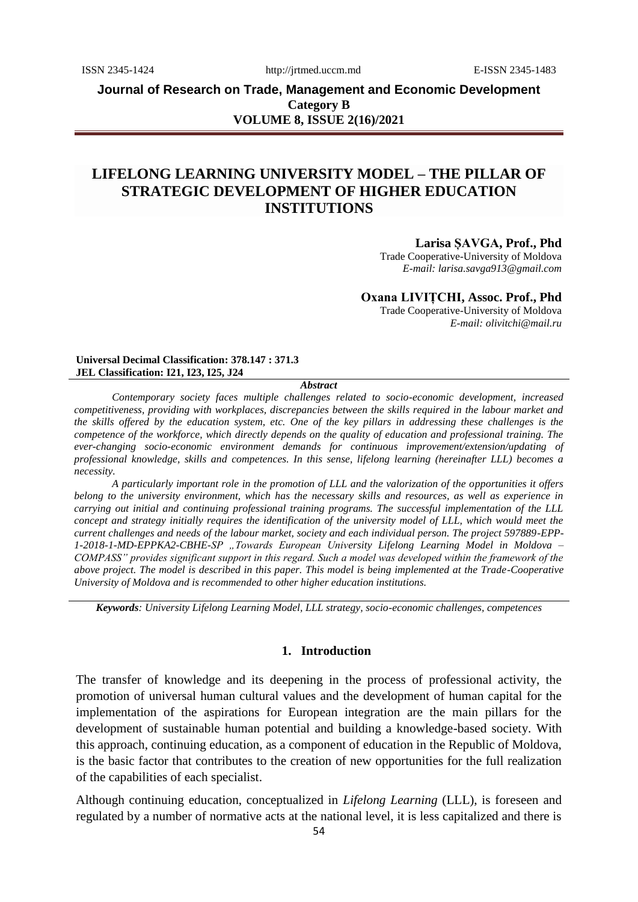# LIFELONG LEARNING UNIVERSITY MODEL – THE PILLAR OF STRATEGIC DEVELOPMENT OF HIGHER EDUCATION INSTITUTIONS

**Larisa ȘAVGA, Prof., Phd**
Trade Cooperative-University of Moldova
*E-mail: larisa.savga913@gmail.com*

**Oxana LIVIȚCHI, Assoc. Prof., Phd**
Trade Cooperative-University of Moldova
*E-mail: olivitchi@mail.ru*

**Universal Decimal Classification: 378.147 : 371.3**
**JEL Classification: I21, I23, I25, J24**

***Abstract***

*Contemporary society faces multiple challenges related to socio-economic development, increased competitiveness, providing with workplaces, discrepancies between the skills required in the labour market and the skills offered by the education system, etc. One of the key pillars in addressing these challenges is the competence of the workforce, which directly depends on the quality of education and professional training. The ever-changing socio-economic environment demands for continuous improvement/extension/updating of professional knowledge, skills and competences. In this sense, lifelong learning (hereinafter LLL) becomes a necessity.*

*A particularly important role in the promotion of LLL and the valorization of the opportunities it offers belong to the university environment, which has the necessary skills and resources, as well as experience in carrying out initial and continuing professional training programs. The successful implementation of the LLL concept and strategy initially requires the identification of the university model of LLL, which would meet the current challenges and needs of the labour market, society and each individual person. The project 597889-EPP-1-2018-1-MD-EPPKA2-CBHE-SP „Towards European University Lifelong Learning Model in Moldova – COMPASS" provides significant support in this regard. Such a model was developed within the framework of the above project. The model is described in this paper. This model is being implemented at the Trade-Cooperative University of Moldova and is recommended to other higher education institutions.*

***Keywords****: University Lifelong Learning Model, LLL strategy, socio-economic challenges, competences*

## 1. Introduction

The transfer of knowledge and its deepening in the process of professional activity, the promotion of universal human cultural values and the development of human capital for the implementation of the aspirations for European integration are the main pillars for the development of sustainable human potential and building a knowledge-based society. With this approach, continuing education, as a component of education in the Republic of Moldova, is the basic factor that contributes to the creation of new opportunities for the full realization of the capabilities of each specialist.

Although continuing education, conceptualized in *Lifelong Learning* (LLL), is foreseen and regulated by a number of normative acts at the national level, it is less capitalized and there is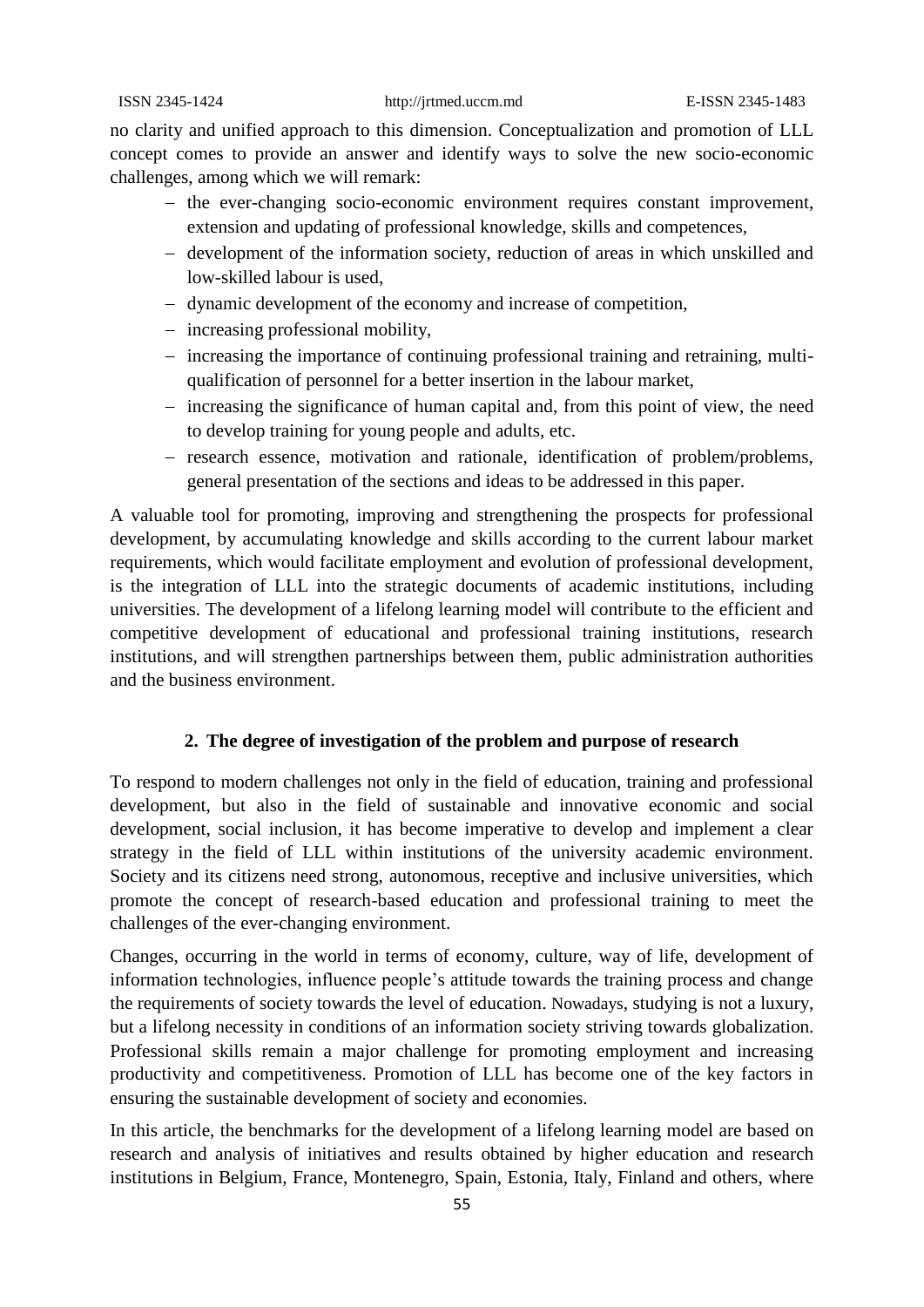no clarity and unified approach to this dimension. Conceptualization and promotion of LLL concept comes to provide an answer and identify ways to solve the new socio-economic challenges, among which we will remark:

- the ever-changing socio-economic environment requires constant improvement, extension and updating of professional knowledge, skills and competences,
- development of the information society, reduction of areas in which unskilled and low-skilled labour is used,
- dynamic development of the economy and increase of competition,
- increasing professional mobility,
- increasing the importance of continuing professional training and retraining, multi-qualification of personnel for a better insertion in the labour market,
- increasing the significance of human capital and, from this point of view, the need to develop training for young people and adults, etc.
- research essence, motivation and rationale, identification of problem/problems, general presentation of the sections and ideas to be addressed in this paper.

A valuable tool for promoting, improving and strengthening the prospects for professional development, by accumulating knowledge and skills according to the current labour market requirements, which would facilitate employment and evolution of professional development, is the integration of LLL into the strategic documents of academic institutions, including universities. The development of a lifelong learning model will contribute to the efficient and competitive development of educational and professional training institutions, research institutions, and will strengthen partnerships between them, public administration authorities and the business environment.

## 2. The degree of investigation of the problem and purpose of research

To respond to modern challenges not only in the field of education, training and professional development, but also in the field of sustainable and innovative economic and social development, social inclusion, it has become imperative to develop and implement a clear strategy in the field of LLL within institutions of the university academic environment. Society and its citizens need strong, autonomous, receptive and inclusive universities, which promote the concept of research-based education and professional training to meet the challenges of the ever-changing environment.

Changes, occurring in the world in terms of economy, culture, way of life, development of information technologies, influence people's attitude towards the training process and change the requirements of society towards the level of education. Nowadays, studying is not a luxury, but a lifelong necessity in conditions of an information society striving towards globalization. Professional skills remain a major challenge for promoting employment and increasing productivity and competitiveness. Promotion of LLL has become one of the key factors in ensuring the sustainable development of society and economies.

In this article, the benchmarks for the development of a lifelong learning model are based on research and analysis of initiatives and results obtained by higher education and research institutions in Belgium, France, Montenegro, Spain, Estonia, Italy, Finland and others, where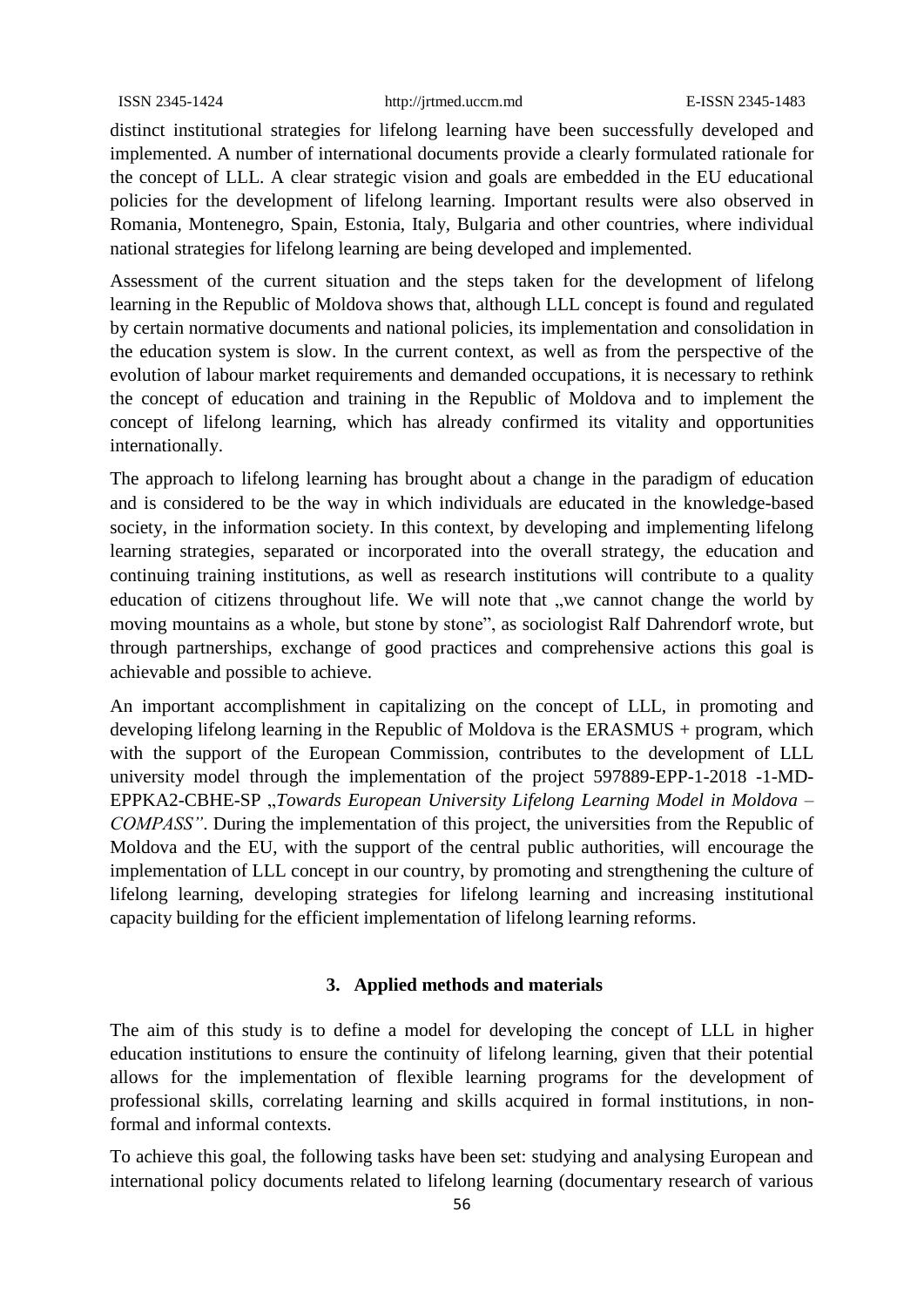distinct institutional strategies for lifelong learning have been successfully developed and implemented. A number of international documents provide a clearly formulated rationale for the concept of LLL. A clear strategic vision and goals are embedded in the EU educational policies for the development of lifelong learning. Important results were also observed in Romania, Montenegro, Spain, Estonia, Italy, Bulgaria and other countries, where individual national strategies for lifelong learning are being developed and implemented.

Assessment of the current situation and the steps taken for the development of lifelong learning in the Republic of Moldova shows that, although LLL concept is found and regulated by certain normative documents and national policies, its implementation and consolidation in the education system is slow. In the current context, as well as from the perspective of the evolution of labour market requirements and demanded occupations, it is necessary to rethink the concept of education and training in the Republic of Moldova and to implement the concept of lifelong learning, which has already confirmed its vitality and opportunities internationally.

The approach to lifelong learning has brought about a change in the paradigm of education and is considered to be the way in which individuals are educated in the knowledge-based society, in the information society. In this context, by developing and implementing lifelong learning strategies, separated or incorporated into the overall strategy, the education and continuing training institutions, as well as research institutions will contribute to a quality education of citizens throughout life. We will note that „we cannot change the world by moving mountains as a whole, but stone by stone", as sociologist Ralf Dahrendorf wrote, but through partnerships, exchange of good practices and comprehensive actions this goal is achievable and possible to achieve.

An important accomplishment in capitalizing on the concept of LLL, in promoting and developing lifelong learning in the Republic of Moldova is the ERASMUS + program, which with the support of the European Commission, contributes to the development of LLL university model through the implementation of the project 597889-EPP-1-2018 -1-MD-EPPKA2-CBHE-SP „*Towards European University Lifelong Learning Model in Moldova – COMPASS"*. During the implementation of this project, the universities from the Republic of Moldova and the EU, with the support of the central public authorities, will encourage the implementation of LLL concept in our country, by promoting and strengthening the culture of lifelong learning, developing strategies for lifelong learning and increasing institutional capacity building for the efficient implementation of lifelong learning reforms.

## 3. Applied methods and materials

The aim of this study is to define a model for developing the concept of LLL in higher education institutions to ensure the continuity of lifelong learning, given that their potential allows for the implementation of flexible learning programs for the development of professional skills, correlating learning and skills acquired in formal institutions, in non-formal and informal contexts.

To achieve this goal, the following tasks have been set: studying and analysing European and international policy documents related to lifelong learning (documentary research of various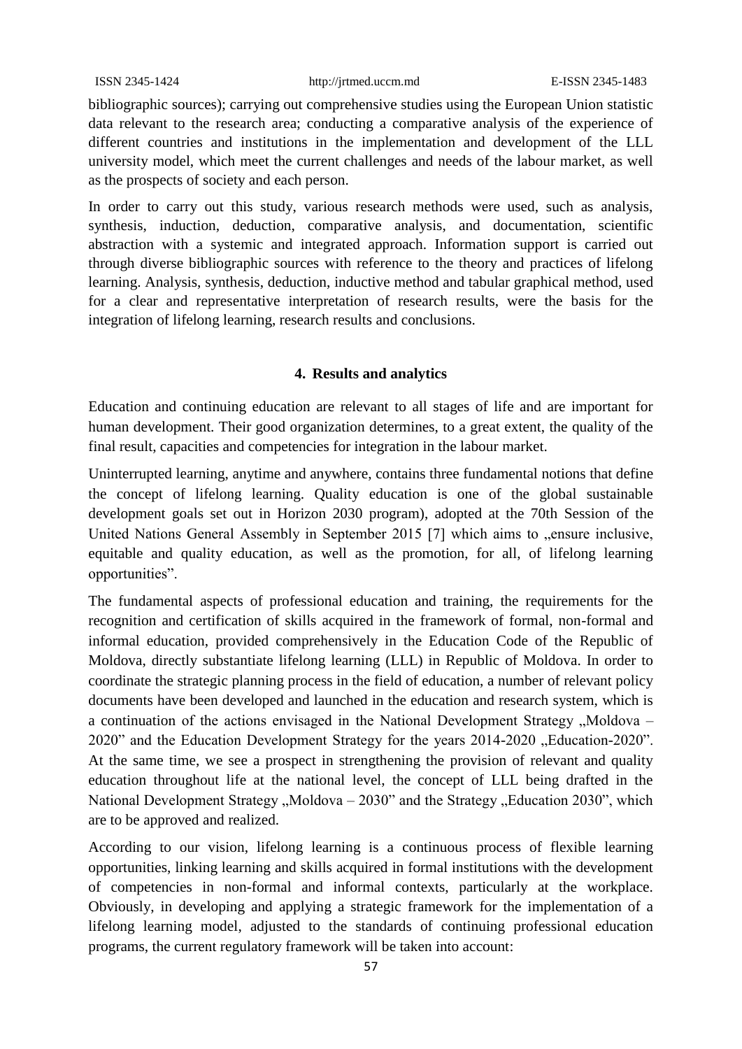bibliographic sources); carrying out comprehensive studies using the European Union statistic data relevant to the research area; conducting a comparative analysis of the experience of different countries and institutions in the implementation and development of the LLL university model, which meet the current challenges and needs of the labour market, as well as the prospects of society and each person.

In order to carry out this study, various research methods were used, such as analysis, synthesis, induction, deduction, comparative analysis, and documentation, scientific abstraction with a systemic and integrated approach. Information support is carried out through diverse bibliographic sources with reference to the theory and practices of lifelong learning. Analysis, synthesis, deduction, inductive method and tabular graphical method, used for a clear and representative interpretation of research results, were the basis for the integration of lifelong learning, research results and conclusions.

## 4. Results and analytics

Education and continuing education are relevant to all stages of life and are important for human development. Their good organization determines, to a great extent, the quality of the final result, capacities and competencies for integration in the labour market.

Uninterrupted learning, anytime and anywhere, contains three fundamental notions that define the concept of lifelong learning. Quality education is one of the global sustainable development goals set out in Horizon 2030 program), adopted at the 70th Session of the United Nations General Assembly in September 2015 [7] which aims to „ensure inclusive, equitable and quality education, as well as the promotion, for all, of lifelong learning opportunities".

The fundamental aspects of professional education and training, the requirements for the recognition and certification of skills acquired in the framework of formal, non-formal and informal education, provided comprehensively in the Education Code of the Republic of Moldova, directly substantiate lifelong learning (LLL) in Republic of Moldova. In order to coordinate the strategic planning process in the field of education, a number of relevant policy documents have been developed and launched in the education and research system, which is a continuation of the actions envisaged in the National Development Strategy „Moldova – 2020" and the Education Development Strategy for the years 2014-2020 „Education-2020". At the same time, we see a prospect in strengthening the provision of relevant and quality education throughout life at the national level, the concept of LLL being drafted in the National Development Strategy „Moldova – 2030" and the Strategy „Education 2030", which are to be approved and realized.

According to our vision, lifelong learning is a continuous process of flexible learning opportunities, linking learning and skills acquired in formal institutions with the development of competencies in non-formal and informal contexts, particularly at the workplace. Obviously, in developing and applying a strategic framework for the implementation of a lifelong learning model, adjusted to the standards of continuing professional education programs, the current regulatory framework will be taken into account: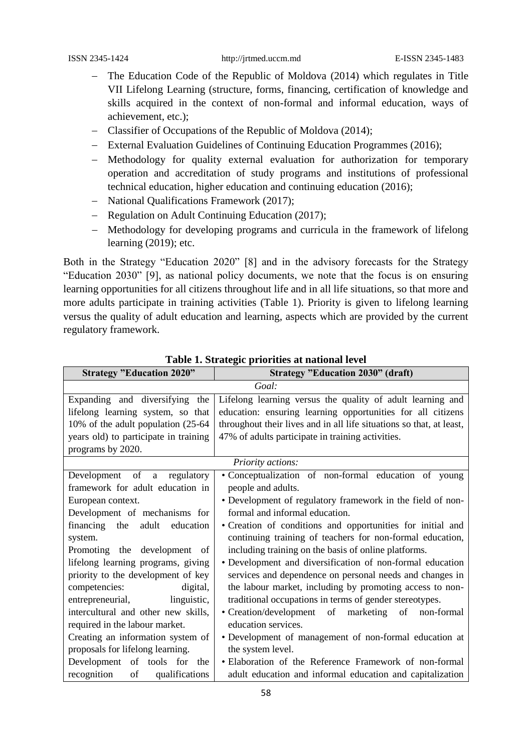- The Education Code of the Republic of Moldova (2014) which regulates in Title VII Lifelong Learning (structure, forms, financing, certification of knowledge and skills acquired in the context of non-formal and informal education, ways of achievement, etc.);
- Classifier of Occupations of the Republic of Moldova (2014);
- External Evaluation Guidelines of Continuing Education Programmes (2016);
- Methodology for quality external evaluation for authorization for temporary operation and accreditation of study programs and institutions of professional technical education, higher education and continuing education (2016);
- National Qualifications Framework (2017);
- Regulation on Adult Continuing Education (2017);
- Methodology for developing programs and curricula in the framework of lifelong learning (2019); etc.

Both in the Strategy "Education 2020" [8] and in the advisory forecasts for the Strategy "Education 2030" [9], as national policy documents, we note that the focus is on ensuring learning opportunities for all citizens throughout life and in all life situations, so that more and more adults participate in training activities (Table 1). Priority is given to lifelong learning versus the quality of adult education and learning, aspects which are provided by the current regulatory framework.

**Table 1. Strategic priorities at national level**

| Strategy "Education 2020" | Strategy "Education 2030" (draft) |
|---|---|
| *Goal:* | |
| Expanding and diversifying the lifelong learning system, so that 10% of the adult population (25-64 years old) to participate in training programs by 2020. | Lifelong learning versus the quality of adult learning and education: ensuring learning opportunities for all citizens throughout their lives and in all life situations so that, at least, 47% of adults participate in training activities. |
| *Priority actions:* | |
| Development of a regulatory framework for adult education in European context.<br>Development of mechanisms for financing the adult education system.<br>Promoting the development of lifelong learning programs, giving priority to the development of key competencies: digital, entrepreneurial, linguistic, intercultural and other new skills, required in the labour market.<br>Creating an information system of proposals for lifelong learning.<br>Development of tools for the recognition of qualifications | • Conceptualization of non-formal education of young people and adults.<br>• Development of regulatory framework in the field of non-formal and informal education.<br>• Creation of conditions and opportunities for initial and continuing training of teachers for non-formal education, including training on the basis of online platforms.<br>• Development and diversification of non-formal education services and dependence on personal needs and changes in the labour market, including by promoting access to non-traditional occupations in terms of gender stereotypes.<br>• Creation/development of marketing of non-formal education services.<br>• Development of management of non-formal education at the system level.<br>• Elaboration of the Reference Framework of non-formal adult education and informal education and capitalization |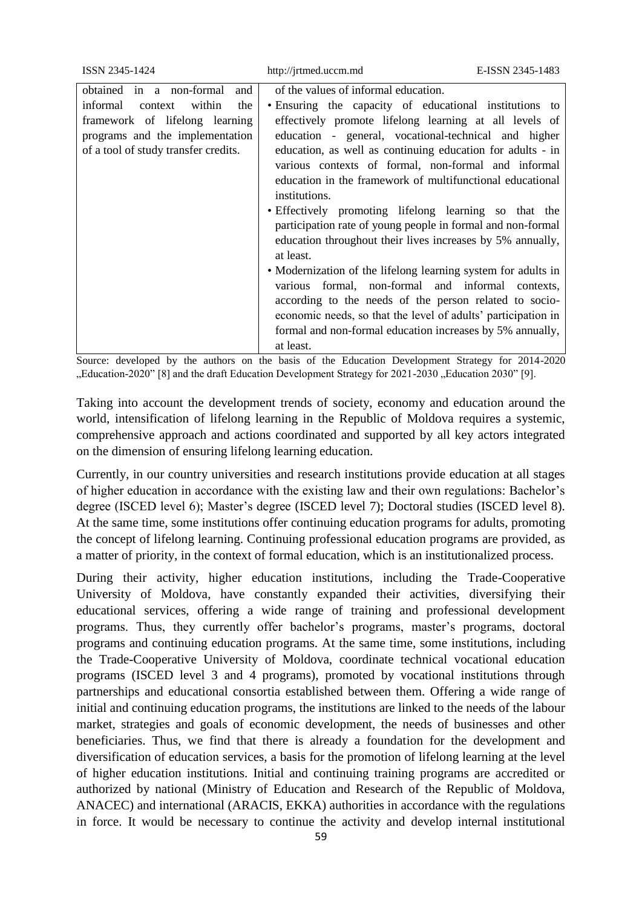| | |
|---|---|
| obtained in a non-formal and informal context within the framework of lifelong learning programs and the implementation of a tool of study transfer credits. | of the values of informal education.<br>• Ensuring the capacity of educational institutions to effectively promote lifelong learning at all levels of education - general, vocational-technical and higher education, as well as continuing education for adults - in various contexts of formal, non-formal and informal education in the framework of multifunctional educational institutions.<br>• Effectively promoting lifelong learning so that the participation rate of young people in formal and non-formal education throughout their lives increases by 5% annually, at least.<br>• Modernization of the lifelong learning system for adults in various formal, non-formal and informal contexts, according to the needs of the person related to socio-economic needs, so that the level of adults' participation in formal and non-formal education increases by 5% annually, at least. |

Source: developed by the authors on the basis of the Education Development Strategy for 2014-2020 „Education-2020" [8] and the draft Education Development Strategy for 2021-2030 „Education 2030" [9].

Taking into account the development trends of society, economy and education around the world, intensification of lifelong learning in the Republic of Moldova requires a systemic, comprehensive approach and actions coordinated and supported by all key actors integrated on the dimension of ensuring lifelong learning education.

Currently, in our country universities and research institutions provide education at all stages of higher education in accordance with the existing law and their own regulations: Bachelor's degree (ISCED level 6); Master's degree (ISCED level 7); Doctoral studies (ISCED level 8). At the same time, some institutions offer continuing education programs for adults, promoting the concept of lifelong learning. Continuing professional education programs are provided, as a matter of priority, in the context of formal education, which is an institutionalized process.

During their activity, higher education institutions, including the Trade-Cooperative University of Moldova, have constantly expanded their activities, diversifying their educational services, offering a wide range of training and professional development programs. Thus, they currently offer bachelor's programs, master's programs, doctoral programs and continuing education programs. At the same time, some institutions, including the Trade-Cooperative University of Moldova, coordinate technical vocational education programs (ISCED level 3 and 4 programs), promoted by vocational institutions through partnerships and educational consortia established between them. Offering a wide range of initial and continuing education programs, the institutions are linked to the needs of the labour market, strategies and goals of economic development, the needs of businesses and other beneficiaries. Thus, we find that there is already a foundation for the development and diversification of education services, a basis for the promotion of lifelong learning at the level of higher education institutions. Initial and continuing training programs are accredited or authorized by national (Ministry of Education and Research of the Republic of Moldova, ANACEC) and international (ARACIS, EKKA) authorities in accordance with the regulations in force. It would be necessary to continue the activity and develop internal institutional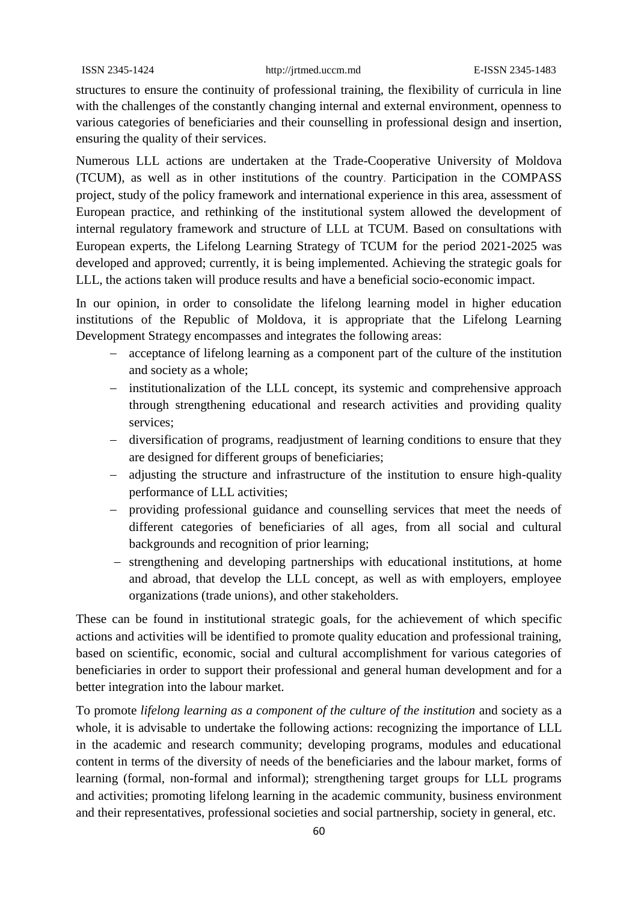structures to ensure the continuity of professional training, the flexibility of curricula in line with the challenges of the constantly changing internal and external environment, openness to various categories of beneficiaries and their counselling in professional design and insertion, ensuring the quality of their services.

Numerous LLL actions are undertaken at the Trade-Cooperative University of Moldova (TCUM), as well as in other institutions of the country. Participation in the COMPASS project, study of the policy framework and international experience in this area, assessment of European practice, and rethinking of the institutional system allowed the development of internal regulatory framework and structure of LLL at TCUM. Based on consultations with European experts, the Lifelong Learning Strategy of TCUM for the period 2021-2025 was developed and approved; currently, it is being implemented. Achieving the strategic goals for LLL, the actions taken will produce results and have a beneficial socio-economic impact.

In our opinion, in order to consolidate the lifelong learning model in higher education institutions of the Republic of Moldova, it is appropriate that the Lifelong Learning Development Strategy encompasses and integrates the following areas:

- acceptance of lifelong learning as a component part of the culture of the institution and society as a whole;
- institutionalization of the LLL concept, its systemic and comprehensive approach through strengthening educational and research activities and providing quality services;
- diversification of programs, readjustment of learning conditions to ensure that they are designed for different groups of beneficiaries;
- adjusting the structure and infrastructure of the institution to ensure high-quality performance of LLL activities;
- providing professional guidance and counselling services that meet the needs of different categories of beneficiaries of all ages, from all social and cultural backgrounds and recognition of prior learning;
- strengthening and developing partnerships with educational institutions, at home and abroad, that develop the LLL concept, as well as with employers, employee organizations (trade unions), and other stakeholders.

These can be found in institutional strategic goals, for the achievement of which specific actions and activities will be identified to promote quality education and professional training, based on scientific, economic, social and cultural accomplishment for various categories of beneficiaries in order to support their professional and general human development and for a better integration into the labour market.

To promote *lifelong learning as a component of the culture of the institution* and society as a whole, it is advisable to undertake the following actions: recognizing the importance of LLL in the academic and research community; developing programs, modules and educational content in terms of the diversity of needs of the beneficiaries and the labour market, forms of learning (formal, non-formal and informal); strengthening target groups for LLL programs and activities; promoting lifelong learning in the academic community, business environment and their representatives, professional societies and social partnership, society in general, etc.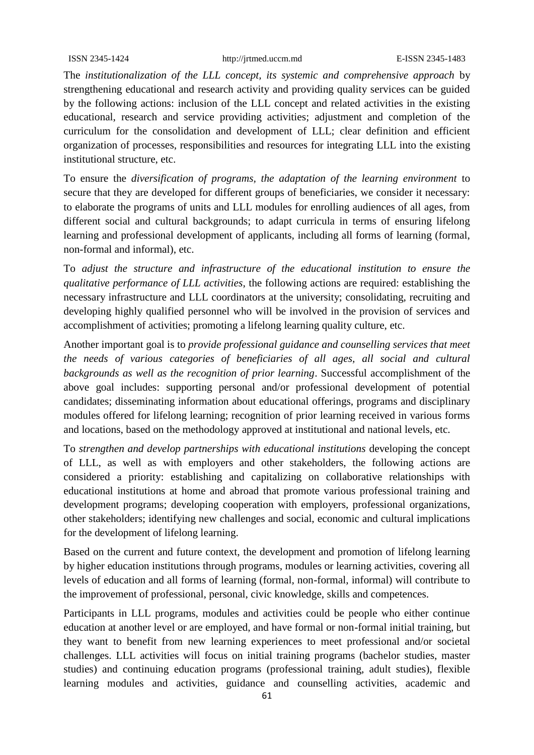The *institutionalization of the LLL concept, its systemic and comprehensive approach* by strengthening educational and research activity and providing quality services can be guided by the following actions: inclusion of the LLL concept and related activities in the existing educational, research and service providing activities; adjustment and completion of the curriculum for the consolidation and development of LLL; clear definition and efficient organization of processes, responsibilities and resources for integrating LLL into the existing institutional structure, etc.

To ensure the *diversification of programs, the adaptation of the learning environment* to secure that they are developed for different groups of beneficiaries, we consider it necessary: to elaborate the programs of units and LLL modules for enrolling audiences of all ages, from different social and cultural backgrounds; to adapt curricula in terms of ensuring lifelong learning and professional development of applicants, including all forms of learning (formal, non-formal and informal), etc.

To *adjust the structure and infrastructure of the educational institution to ensure the qualitative performance of LLL activities*, the following actions are required: establishing the necessary infrastructure and LLL coordinators at the university; consolidating, recruiting and developing highly qualified personnel who will be involved in the provision of services and accomplishment of activities; promoting a lifelong learning quality culture, etc.

Another important goal is to *provide professional guidance and counselling services that meet the needs of various categories of beneficiaries of all ages, all social and cultural backgrounds as well as the recognition of prior learning*. Successful accomplishment of the above goal includes: supporting personal and/or professional development of potential candidates; disseminating information about educational offerings, programs and disciplinary modules offered for lifelong learning; recognition of prior learning received in various forms and locations, based on the methodology approved at institutional and national levels, etc.

To *strengthen and develop partnerships with educational institutions* developing the concept of LLL, as well as with employers and other stakeholders, the following actions are considered a priority: establishing and capitalizing on collaborative relationships with educational institutions at home and abroad that promote various professional training and development programs; developing cooperation with employers, professional organizations, other stakeholders; identifying new challenges and social, economic and cultural implications for the development of lifelong learning.

Based on the current and future context, the development and promotion of lifelong learning by higher education institutions through programs, modules or learning activities, covering all levels of education and all forms of learning (formal, non-formal, informal) will contribute to the improvement of professional, personal, civic knowledge, skills and competences.

Participants in LLL programs, modules and activities could be people who either continue education at another level or are employed, and have formal or non-formal initial training, but they want to benefit from new learning experiences to meet professional and/or societal challenges. LLL activities will focus on initial training programs (bachelor studies, master studies) and continuing education programs (professional training, adult studies), flexible learning modules and activities, guidance and counselling activities, academic and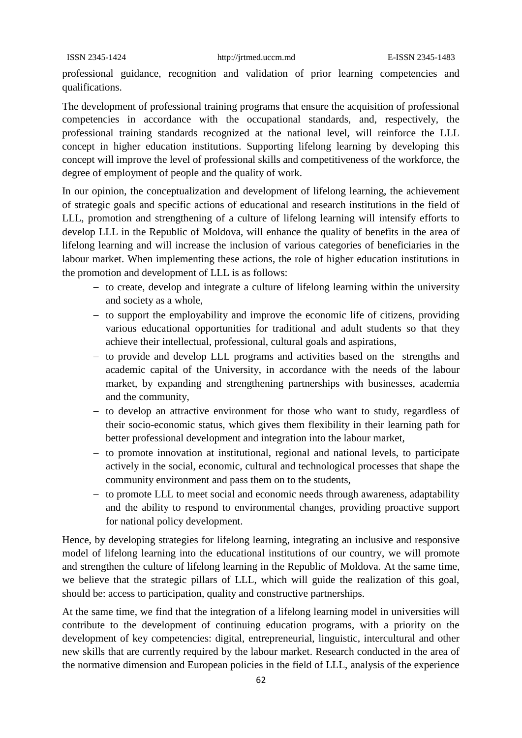professional guidance, recognition and validation of prior learning competencies and qualifications.

The development of professional training programs that ensure the acquisition of professional competencies in accordance with the occupational standards, and, respectively, the professional training standards recognized at the national level, will reinforce the LLL concept in higher education institutions. Supporting lifelong learning by developing this concept will improve the level of professional skills and competitiveness of the workforce, the degree of employment of people and the quality of work.

In our opinion, the conceptualization and development of lifelong learning, the achievement of strategic goals and specific actions of educational and research institutions in the field of LLL, promotion and strengthening of a culture of lifelong learning will intensify efforts to develop LLL in the Republic of Moldova, will enhance the quality of benefits in the area of lifelong learning and will increase the inclusion of various categories of beneficiaries in the labour market. When implementing these actions, the role of higher education institutions in the promotion and development of LLL is as follows:

- to create, develop and integrate a culture of lifelong learning within the university and society as a whole,
- to support the employability and improve the economic life of citizens, providing various educational opportunities for traditional and adult students so that they achieve their intellectual, professional, cultural goals and aspirations,
- to provide and develop LLL programs and activities based on the strengths and academic capital of the University, in accordance with the needs of the labour market, by expanding and strengthening partnerships with businesses, academia and the community,
- to develop an attractive environment for those who want to study, regardless of their socio-economic status, which gives them flexibility in their learning path for better professional development and integration into the labour market,
- to promote innovation at institutional, regional and national levels, to participate actively in the social, economic, cultural and technological processes that shape the community environment and pass them on to the students,
- to promote LLL to meet social and economic needs through awareness, adaptability and the ability to respond to environmental changes, providing proactive support for national policy development.

Hence, by developing strategies for lifelong learning, integrating an inclusive and responsive model of lifelong learning into the educational institutions of our country, we will promote and strengthen the culture of lifelong learning in the Republic of Moldova. At the same time, we believe that the strategic pillars of LLL, which will guide the realization of this goal, should be: access to participation, quality and constructive partnerships.

At the same time, we find that the integration of a lifelong learning model in universities will contribute to the development of continuing education programs, with a priority on the development of key competencies: digital, entrepreneurial, linguistic, intercultural and other new skills that are currently required by the labour market. Research conducted in the area of the normative dimension and European policies in the field of LLL, analysis of the experience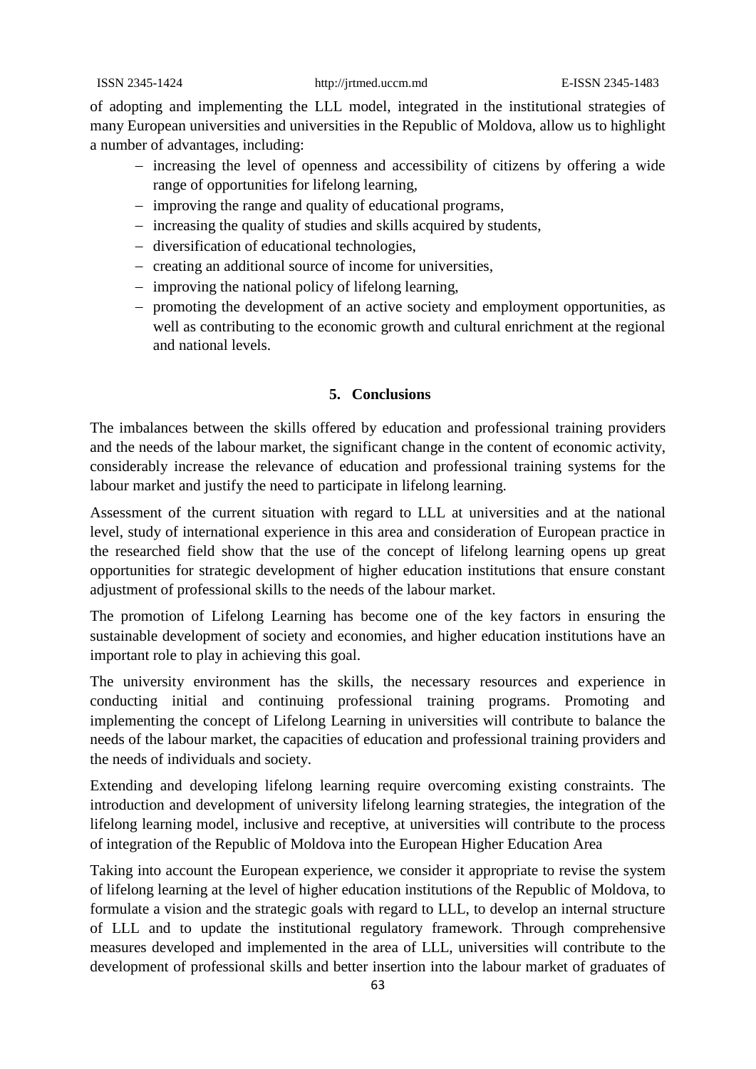of adopting and implementing the LLL model, integrated in the institutional strategies of many European universities and universities in the Republic of Moldova, allow us to highlight a number of advantages, including:

- increasing the level of openness and accessibility of citizens by offering a wide range of opportunities for lifelong learning,
- improving the range and quality of educational programs,
- increasing the quality of studies and skills acquired by students,
- diversification of educational technologies,
- creating an additional source of income for universities,
- improving the national policy of lifelong learning,
- promoting the development of an active society and employment opportunities, as well as contributing to the economic growth and cultural enrichment at the regional and national levels.

## 5. Conclusions

The imbalances between the skills offered by education and professional training providers and the needs of the labour market, the significant change in the content of economic activity, considerably increase the relevance of education and professional training systems for the labour market and justify the need to participate in lifelong learning.

Assessment of the current situation with regard to LLL at universities and at the national level, study of international experience in this area and consideration of European practice in the researched field show that the use of the concept of lifelong learning opens up great opportunities for strategic development of higher education institutions that ensure constant adjustment of professional skills to the needs of the labour market.

The promotion of Lifelong Learning has become one of the key factors in ensuring the sustainable development of society and economies, and higher education institutions have an important role to play in achieving this goal.

The university environment has the skills, the necessary resources and experience in conducting initial and continuing professional training programs. Promoting and implementing the concept of Lifelong Learning in universities will contribute to balance the needs of the labour market, the capacities of education and professional training providers and the needs of individuals and society.

Extending and developing lifelong learning require overcoming existing constraints. The introduction and development of university lifelong learning strategies, the integration of the lifelong learning model, inclusive and receptive, at universities will contribute to the process of integration of the Republic of Moldova into the European Higher Education Area

Taking into account the European experience, we consider it appropriate to revise the system of lifelong learning at the level of higher education institutions of the Republic of Moldova, to formulate a vision and the strategic goals with regard to LLL, to develop an internal structure of LLL and to update the institutional regulatory framework. Through comprehensive measures developed and implemented in the area of LLL, universities will contribute to the development of professional skills and better insertion into the labour market of graduates of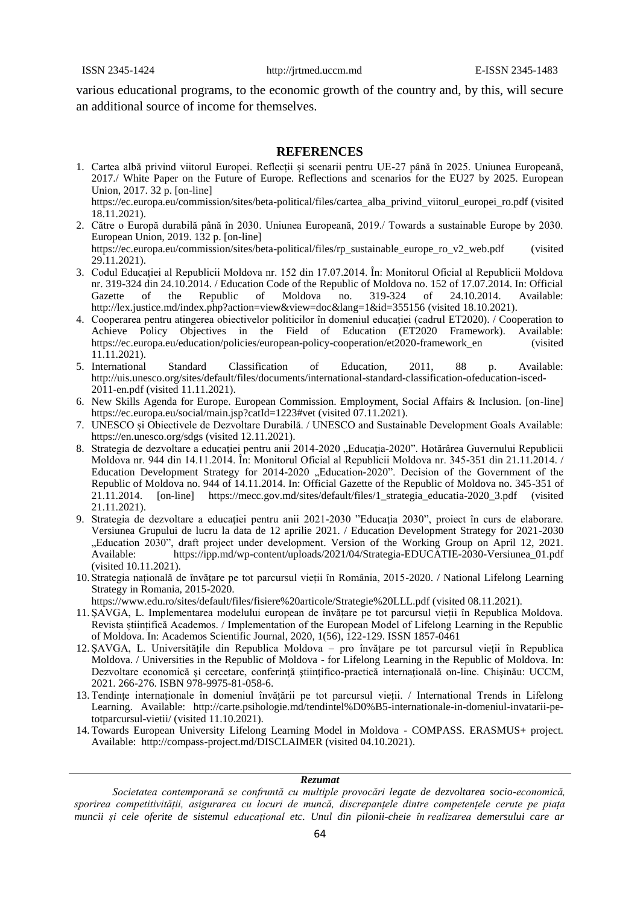various educational programs, to the economic growth of the country and, by this, will secure an additional source of income for themselves.

## REFERENCES

1. Cartea albă privind viitorul Europei. Reflecții și scenarii pentru UE-27 până în 2025. Uniunea Europeană, 2017./ White Paper on the Future of Europe. Reflections and scenarios for the EU27 by 2025. European Union, 2017. 32 p. [on-line] https://ec.europa.eu/commission/sites/beta-political/files/cartea_alba_privind_viitorul_europei_ro.pdf (visited 18.11.2021).
2. Către o Europă durabilă până în 2030. Uniunea Europeană, 2019./ Towards a sustainable Europe by 2030. European Union, 2019. 132 p. [on-line] https://ec.europa.eu/commission/sites/beta-political/files/rp_sustainable_europe_ro_v2_web.pdf (visited 29.11.2021).
3. Codul Educației al Republicii Moldova nr. 152 din 17.07.2014. În: Monitorul Oficial al Republicii Moldova nr. 319-324 din 24.10.2014. / Education Code of the Republic of Moldova no. 152 of 17.07.2014. In: Official Gazette of the Republic of Moldova no. 319-324 of 24.10.2014. Available: http://lex.justice.md/index.php?action=view&view=doc&lang=1&id=355156 (visited 18.10.2021).
4. Cooperarea pentru atingerea obiectivelor politicilor în domeniul educației (cadrul ET2020). / Cooperation to Achieve Policy Objectives in the Field of Education (ET2020 Framework). Available: https://ec.europa.eu/education/policies/european-policy-cooperation/et2020-framework_en (visited 11.11.2021).
5. International Standard Classification of Education, 2011, 88 p. Available: http://uis.unesco.org/sites/default/files/documents/international-standard-classification-ofeducation-isced-2011-en.pdf (visited 11.11.2021).
6. New Skills Agenda for Europe. European Commission. Employment, Social Affairs & Inclusion. [on-line] https://ec.europa.eu/social/main.jsp?catId=1223#vet (visited 07.11.2021).
7. UNESCO și Obiectivele de Dezvoltare Durabilă. / UNESCO and Sustainable Development Goals Available: https://en.unesco.org/sdgs (visited 12.11.2021).
8. Strategia de dezvoltare a educației pentru anii 2014-2020 „Educația-2020". Hotărârea Guvernului Republicii Moldova nr. 944 din 14.11.2014. În: Monitorul Oficial al Republicii Moldova nr. 345-351 din 21.11.2014. / Education Development Strategy for 2014-2020 „Education-2020". Decision of the Government of the Republic of Moldova no. 944 of 14.11.2014. In: Official Gazette of the Republic of Moldova no. 345-351 of 21.11.2014. [on-line] https://mecc.gov.md/sites/default/files/1_strategia_educatia-2020_3.pdf (visited 21.11.2021).
9. Strategia de dezvoltare a educației pentru anii 2021-2030 "Educația 2030", proiect în curs de elaborare. Versiunea Grupului de lucru la data de 12 aprilie 2021. / Education Development Strategy for 2021-2030 „Education 2030", draft project under development. Version of the Working Group on April 12, 2021. Available: https://ipp.md/wp-content/uploads/2021/04/Strategia-EDUCATIE-2030-Versiunea_01.pdf (visited 10.11.2021).
10. Strategia națională de învățare pe tot parcursul vieții în România, 2015-2020. / National Lifelong Learning Strategy in Romania, 2015-2020. https://www.edu.ro/sites/default/files/fisiere%20articole/Strategie%20LLL.pdf (visited 08.11.2021).
11. ȘAVGA, L. Implementarea modelului european de învățare pe tot parcursul vieții în Republica Moldova. Revista științifică Academos. / Implementation of the European Model of Lifelong Learning in the Republic of Moldova. In: Academos Scientific Journal, 2020, 1(56), 122-129. ISSN 1857-0461
12. ȘAVGA, L. Universitățile din Republica Moldova – pro învățare pe tot parcursul vieții în Republica Moldova. / Universities in the Republic of Moldova - for Lifelong Learning in the Republic of Moldova. In: Dezvoltare economică și cercetare, conferință științifico-practică internațională on-line. Chișinău: UCCM, 2021. 266-276. ISBN 978-9975-81-058-6.
13. Tendințe internaționale în domeniul învățării pe tot parcursul vieții. / International Trends in Lifelong Learning. Available: http://carte.psihologie.md/tendintel%D0%B5-internationale-in-domeniul-invatarii-pe-totparcursul-vietii/ (visited 11.10.2021).
14. Towards European University Lifelong Learning Model in Moldova - COMPASS. ERASMUS+ project. Available: http://compass-project.md/DISCLAIMER (visited 04.10.2021).

---

***Rezumat***

*Societatea contemporană se confruntă cu multiple provocări legate de dezvoltarea socio-economică, sporirea competitivității, asigurarea cu locuri de muncă, discrepanțele dintre competențele cerute pe piața muncii și cele oferite de sistemul educațional etc. Unul din pilonii-cheie în realizarea demersului care ar*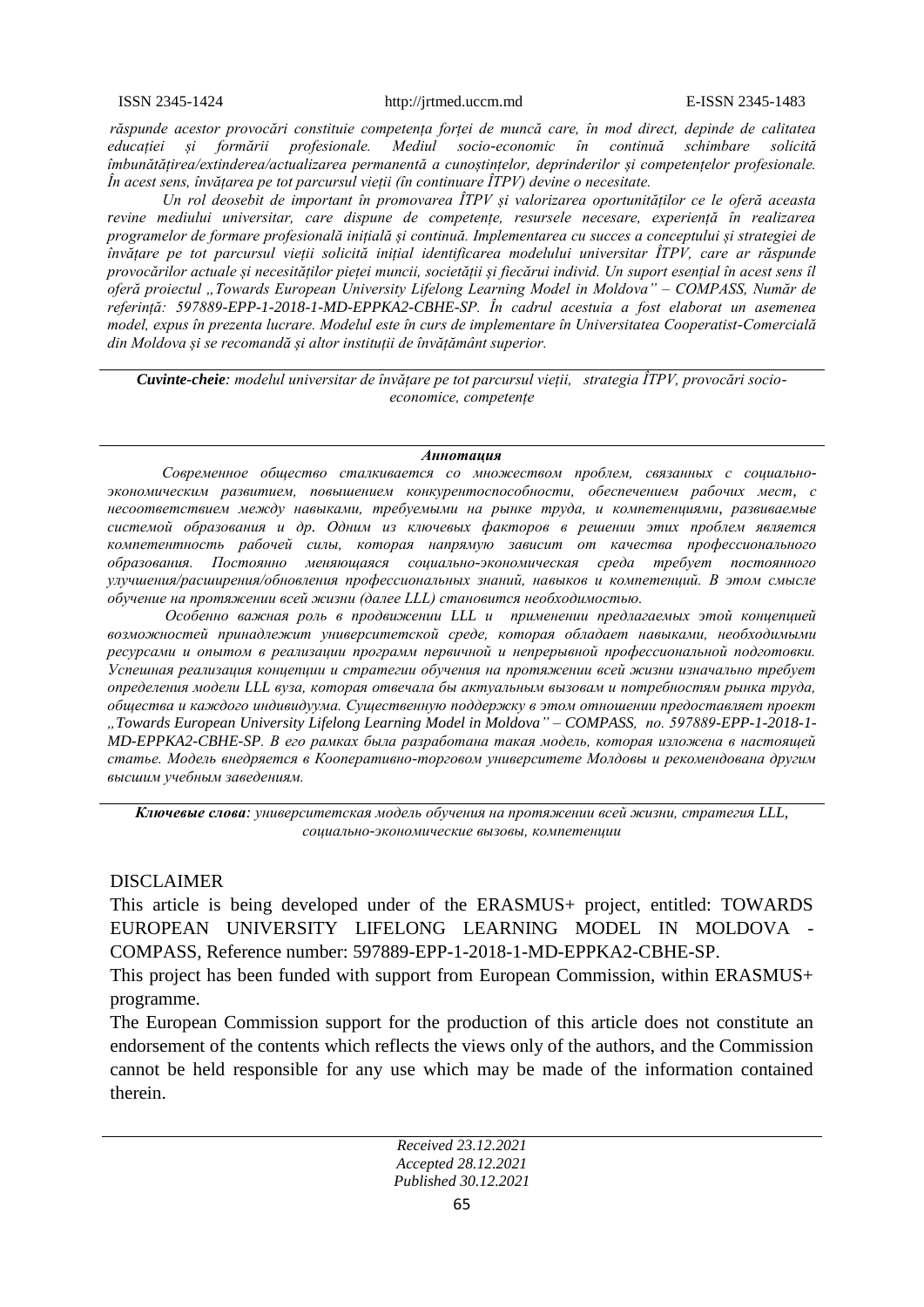*răspunde acestor provocări constituie competența forței de muncă care, în mod direct, depinde de calitatea educației și formării profesionale. Mediul socio-economic în continuă schimbare solicită îmbunătățirea/extinderea/actualizarea permanentă a cunoștințelor, deprinderilor și competențelor profesionale. În acest sens, învățarea pe tot parcursul vieții (în continuare ÎTPV) devine o necesitate.*

*Un rol deosebit de important în promovarea ÎTPV și valorizarea oportunităților ce le oferă aceasta revine mediului universitar, care dispune de competențe, resursele necesare, experiență în realizarea programelor de formare profesională inițială și continuă. Implementarea cu succes a conceptului și strategiei de învățare pe tot parcursul vieții solicită inițial identificarea modelului universitar ÎTPV, care ar răspunde provocărilor actuale și necesității pieței muncii, societății și fiecărui individ. Un suport esențial în acest sens îl oferă proiectul „Towards European University Lifelong Learning Model in Moldova" – COMPASS, Număr de referință: 597889-EPP-1-2018-1-MD-EPPKA2-CBHE-SP. În cadrul acestuia a fost elaborat un asemenea model, expus în prezenta lucrare. Modelul este în curs de implementare în Universitatea Cooperatist-Comercială din Moldova și se recomandă și altor instituții de învățământ superior.*

***Cuvinte-cheie**: modelul universitar de învățare pe tot parcursul vieții, strategia ÎTPV, provocări socio-economice, competențe*

***Аннотация***

*Современное общество сталкивается со множеством проблем, связанных с социально-экономическим развитием, повышением конкурентоспособности, обеспечением рабочих мест, с несоответствием между навыками, требуемыми на рынке труда, и компетенциями, развиваемые системой образования и др. Одним из ключевых факторов в решении этих проблем является компетентность рабочей силы, которая напрямую зависит от качества профессионального образования. Постоянно меняющаяся социально-экономическая среда требует постоянного улучшения/расширения/обновления профессиональных знаний, навыков и компетенций. В этом смысле обучение на протяжении всей жизни (далее LLL) становится необходимостью.*

*Особенно важная роль в продвижении LLL и применении предлагаемых этой концепцией возможностей принадлежит университетской среде, которая обладает навыками, необходимыми ресурсами и опытом в реализации программ первичной и непрерывной профессиональной подготовки. Успешная реализация концепции и стратегии обучения на протяжении всей жизни изначально требует определения модели LLL вуза, которая отвечала бы актуальным вызовам и потребностям рынка труда, общества и каждого индивидуума. Существенную поддержку в этом отношении предоставляет проект „Towards European University Lifelong Learning Model in Moldova" – COMPASS, no. 597889-EPP-1-2018-1-MD-EPPKA2-CBHE-SP. В его рамках была разработана такая модель, которая изложена в настоящей статье. Модель внедряется в Кооперативно-торговом университете Молдовы и рекомендована другим высшим учебным заведениям.*

***Ключевые слова**: университетская модель обучения на протяжении всей жизни, стратегия LLL, социально-экономические вызовы, компетенции*

DISCLAIMER

This article is being developed under of the ERASMUS+ project, entitled: TOWARDS EUROPEAN UNIVERSITY LIFELONG LEARNING MODEL IN MOLDOVA - COMPASS, Reference number: 597889-EPP-1-2018-1-MD-EPPKA2-CBHE-SP.

This project has been funded with support from European Commission, within ERASMUS+ programme.

The European Commission support for the production of this article does not constitute an endorsement of the contents which reflects the views only of the authors, and the Commission cannot be held responsible for any use which may be made of the information contained therein.

*Received 23.12.2021*
*Accepted 28.12.2021*
*Published 30.12.2021*